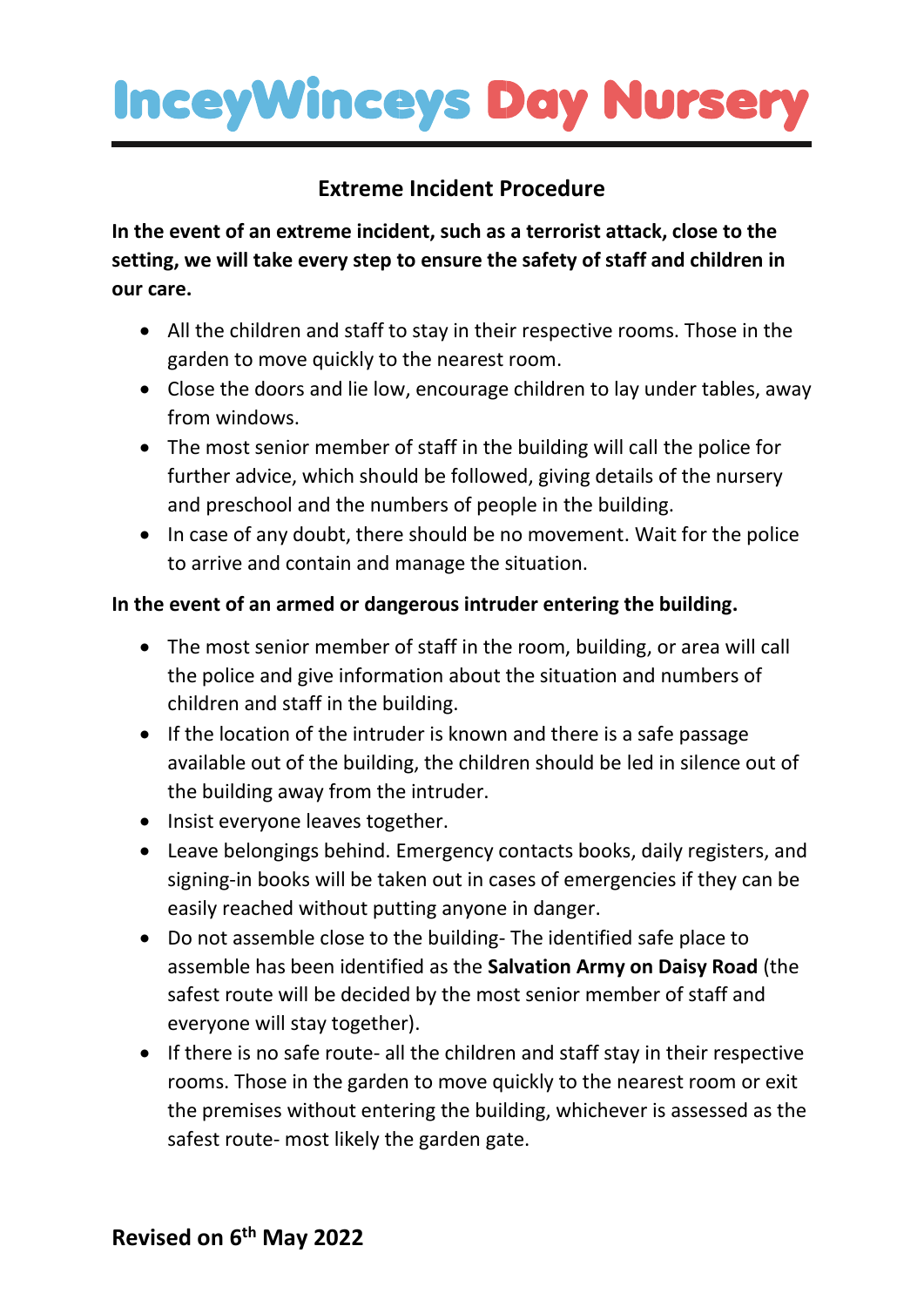# InceyWinceys Day Nursery

## Extreme Incident Procedure

**In the event of an extreme incident, such as a terrorist attack, close to the setting, we will take every step to ensure the safety of staff and children in our care.**

- All the children and staff to stay in their respective rooms. Those in the garden to move quickly to the nearest room.
- Close the doors and lie low, encourage children to lay under tables, away from windows.
- The most senior member of staff in the building will call the police for further advice, which should be followed, giving details of the nursery and preschool and the numbers of people in the building.
- In case of any doubt, there should be no movement. Wait for the police to arrive and contain and manage the situation.

**In the event of an armed or dangerous intruder entering the building.**

- The most senior member of staff in the room, building, or area will call the police and give information about the situation and numbers of children and staff in the building.
- If the location of the intruder is known and there is a safe passage available out of the building, the children should be led in silence out of the building away from the intruder.
- Insist everyone leaves together.
- Leave belongings behind. Emergency contacts books, daily registers, and signing-in books will be taken out in cases of emergencies if they can be easily reached without putting anyone in danger.
- Do not assemble close to the building- The identified safe place to assemble has been identified as the **Salvation Army on Daisy Road** (the safest route will be decided by the most senior member of staff and everyone will stay together).
- If there is no safe route- all the children and staff stay in their respective rooms. Those in the garden to move quickly to the nearest room or exit the premises without entering the building, whichever is assessed as the safest route- most likely the garden gate.

**Revised on 6th May 2022**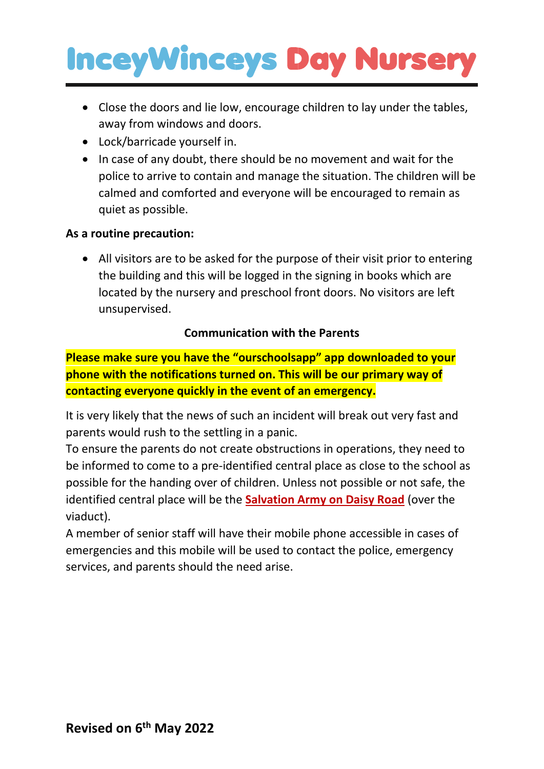- Close the doors and lie low, encourage children to lay under the tables, away from windows and doors.
- Lock/barricade yourself in.
- In case of any doubt, there should be no movement and wait for the police to arrive to contain and manage the situation. The children will be calmed and comforted and everyone will be encouraged to remain as quiet as possible.

**As a routine precaution:**

- All visitors are to be asked for the purpose of their visit prior to entering the building and this will be logged in the signing in books which are located by the nursery and preschool front doors. No visitors are left unsupervised.

**Communication with the Parents**

**Please make sure you have the "ourschoolsapp" app downloaded to your phone with the notifications turned on. This will be our primary way of contacting everyone quickly in the event of an emergency.**

It is very likely that the news of such an incident will break out very fast and parents would rush to the settling in a panic.
To ensure the parents do not create obstructions in operations, they need to be informed to come to a pre-identified central place as close to the school as possible for the handing over of children. Unless not possible or not safe, the identified central place will be the **Salvation Army on Daisy Road** (over the viaduct).
A member of senior staff will have their mobile phone accessible in cases of emergencies and this mobile will be used to contact the police, emergency services, and parents should the need arise.

**Revised on 6th May 2022**